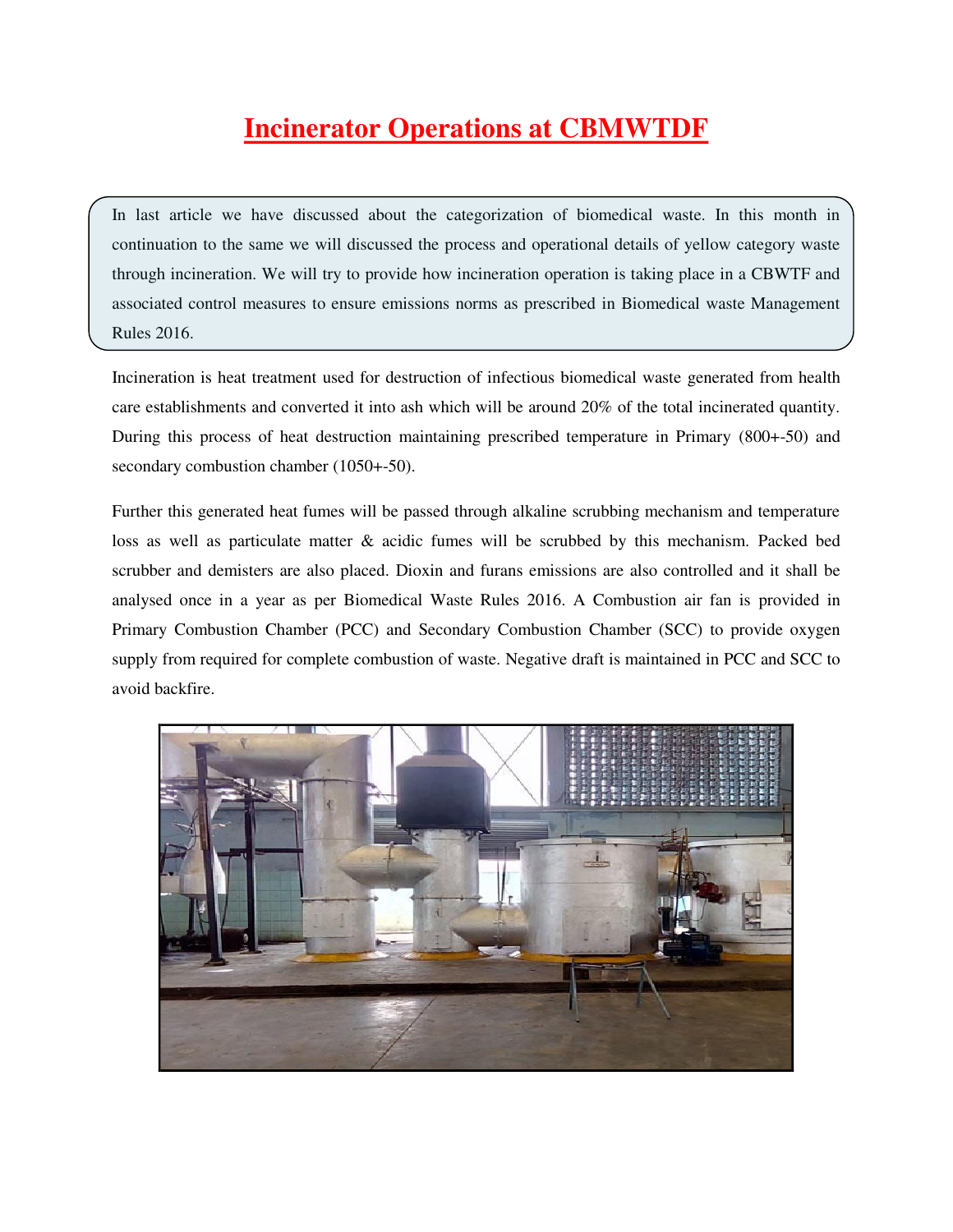# Incinerator Operations at CBMWTDF

In last article we have discussed about the categorization of biomedical waste. In this month in continuation to the same we will discussed the process and operational details of yellow category waste through incineration. We will try to provide how incineration operation is taking place in a CBWTF and associated control measures to ensure emissions norms as prescribed in Biomedical waste Management Rules 2016.

Incineration is heat treatment used for destruction of infectious biomedical waste generated from health care establishments and converted it into ash which will be around 20% of the total incinerated quantity. During this process of heat destruction maintaining prescribed temperature in Primary (800+-50) and secondary combustion chamber (1050+-50).

Further this generated heat fumes will be passed through alkaline scrubbing mechanism and temperature loss as well as particulate matter & acidic fumes will be scrubbed by this mechanism. Packed bed scrubber and demisters are also placed. Dioxin and furans emissions are also controlled and it shall be analysed once in a year as per Biomedical Waste Rules 2016. A Combustion air fan is provided in Primary Combustion Chamber (PCC) and Secondary Combustion Chamber (SCC) to provide oxygen supply from required for complete combustion of waste. Negative draft is maintained in PCC and SCC to avoid backfire.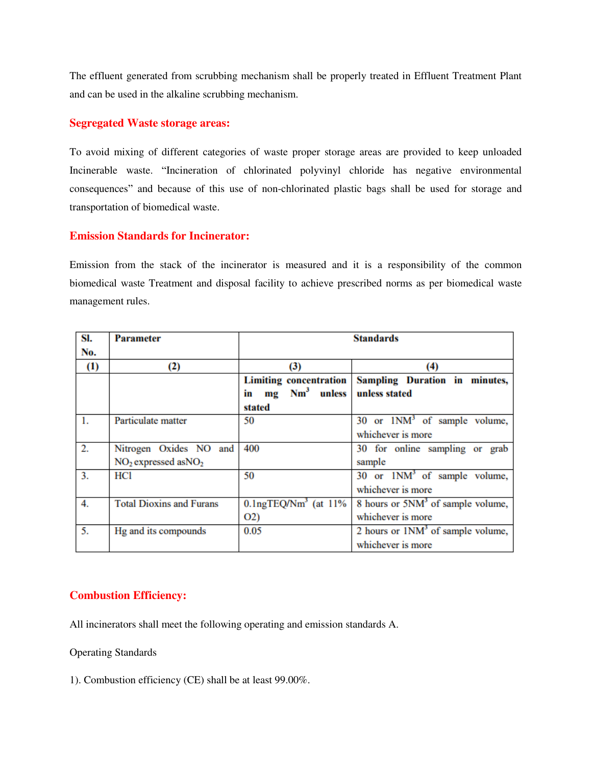The effluent generated from scrubbing mechanism shall be properly treated in Effluent Treatment Plant and can be used in the alkaline scrubbing mechanism.

## Segregated Waste storage areas:

To avoid mixing of different categories of waste proper storage areas are provided to keep unloaded Incinerable waste. "Incineration of chlorinated polyvinyl chloride has negative environmental consequences" and because of this use of non-chlorinated plastic bags shall be used for storage and transportation of biomedical waste.

## Emission Standards for Incinerator:

Emission from the stack of the incinerator is measured and it is a responsibility of the common biomedical waste Treatment and disposal facility to achieve prescribed norms as per biomedical waste management rules.

| Sl. No. | Parameter | Standards | |
|---|---|---|---|
| (1) | (2) | (3) | (4) |
| | | **Limiting concentration in mg $Nm^3$ unless stated** | **Sampling Duration in minutes, unless stated** |
| 1. | Particulate matter | 50 | 30 or $1NM^3$ of sample volume, whichever is more |
| 2. | Nitrogen Oxides NO and $NO_2$ expressed as$NO_2$ | 400 | 30 for online sampling or grab sample |
| 3. | HCl | 50 | 30 or $1NM^3$ of sample volume, whichever is more |
| 4. | Total Dioxins and Furans | $0.1ngTEQ/Nm^3$ (at 11% O2) | 8 hours or $5NM^3$ of sample volume, whichever is more |
| 5. | Hg and its compounds | 0.05 | 2 hours or $1NM^3$ of sample volume, whichever is more |

## Combustion Efficiency:

All incinerators shall meet the following operating and emission standards A.

Operating Standards

1). Combustion efficiency (CE) shall be at least 99.00%.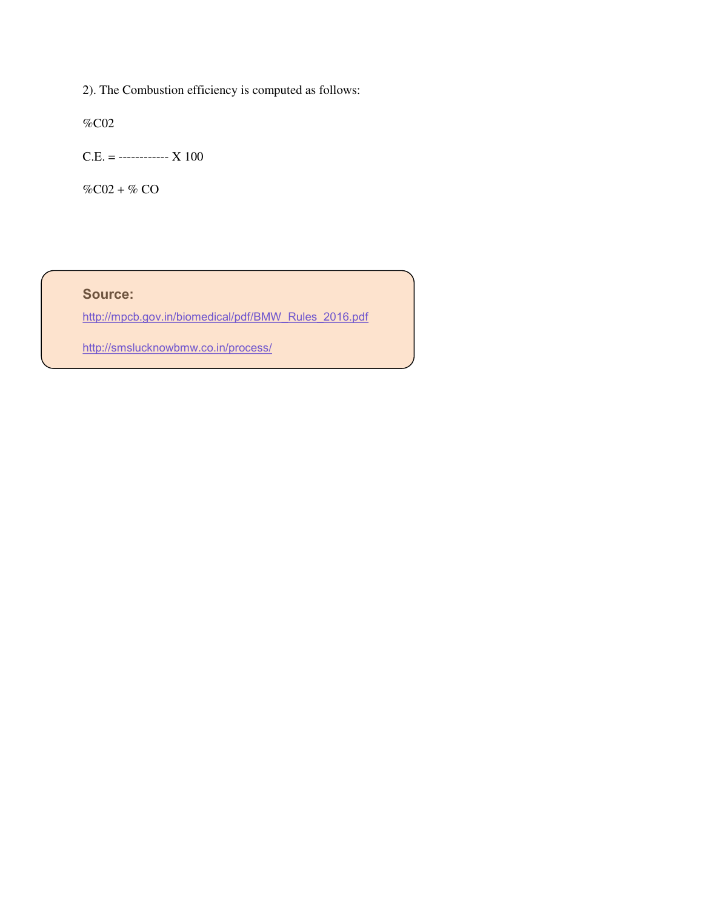2). The Combustion efficiency is computed as follows:

$$C.E. = \frac{\%C02}{\%C02 + \%\ CO} \times 100$$

**Source:**

http://mpcb.gov.in/biomedical/pdf/BMW_Rules_2016.pdf

http://smslucknowbmw.co.in/process/